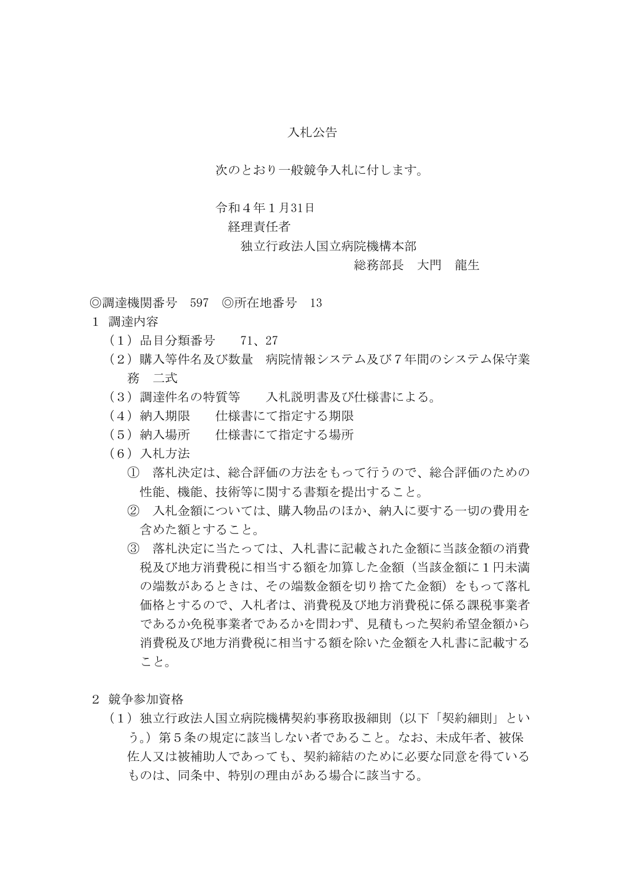# 入札公告

次のとおり一般競争入札に付します。

令和４年１月31日
経理責任者
独立行政法人国立病院機構本部
総務部長　大門　龍生

◎調達機関番号　597　◎所在地番号　13

１　調達内容

（１）品目分類番号　　71、27

（２）購入等件名及び数量　病院情報システム及び７年間のシステム保守業務　二式

（３）調達件名の特質等　　入札説明書及び仕様書による。

（４）納入期限　　仕様書にて指定する期限

（５）納入場所　　仕様書にて指定する場所

（６）入札方法

① 落札決定は、総合評価の方法をもって行うので、総合評価のための性能、機能、技術等に関する書類を提出すること。

② 入札金額については、購入物品のほか、納入に要する一切の費用を含めた額とすること。

③ 落札決定に当たっては、入札書に記載された金額に当該金額の消費税及び地方消費税に相当する額を加算した金額（当該金額に１円未満の端数があるときは、その端数金額を切り捨てた金額）をもって落札価格とするので、入札者は、消費税及び地方消費税に係る課税事業者であるか免税事業者であるかを問わず、見積もった契約希望金額から消費税及び地方消費税に相当する額を除いた金額を入札書に記載すること。

２　競争参加資格

（１）独立行政法人国立病院機構契約事務取扱細則（以下「契約細則」という。）第５条の規定に該当しない者であること。なお、未成年者、被保佐人又は被補助人であっても、契約締結のために必要な同意を得ているものは、同条中、特別の理由がある場合に該当する。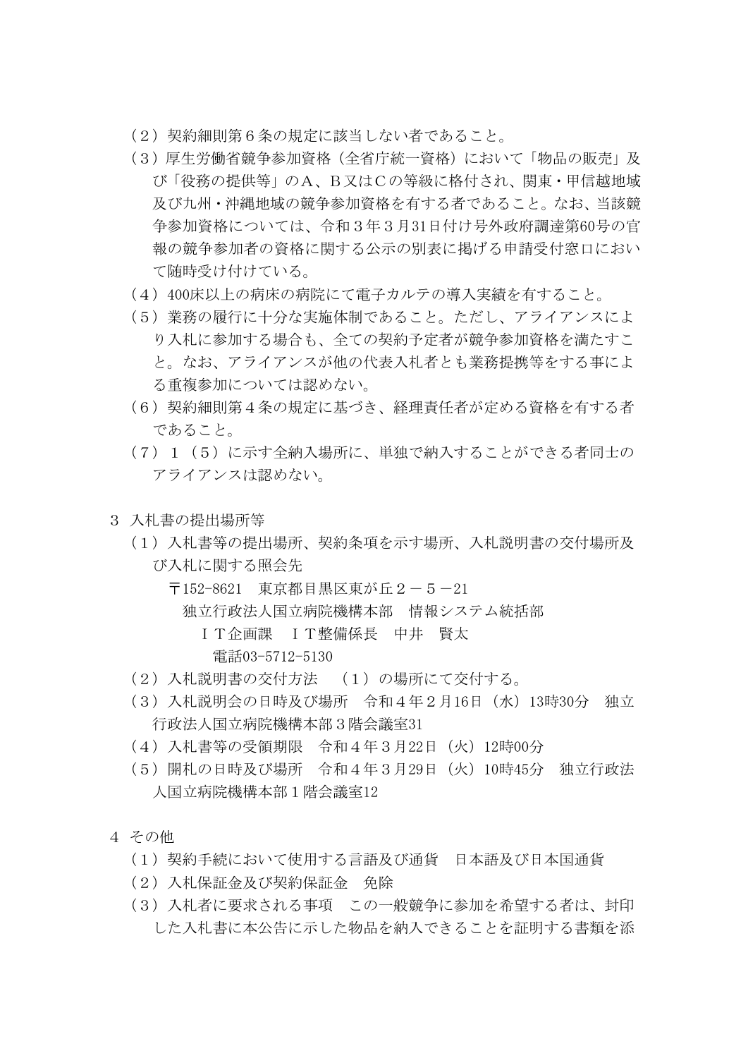（２）契約細則第６条の規定に該当しない者であること。

（３）厚生労働省競争参加資格（全省庁統一資格）において「物品の販売」及び「役務の提供等」のＡ、Ｂ又はＣの等級に格付され、関東・甲信越地域及び九州・沖縄地域の競争参加資格を有する者であること。なお、当該競争参加資格については、令和３年３月31日付け号外政府調達第60号の官報の競争参加者の資格に関する公示の別表に掲げる申請受付窓口において随時受け付けている。

（４）400床以上の病床の病院にて電子カルテの導入実績を有すること。

（５）業務の履行に十分な実施体制であること。ただし、アライアンスにより入札に参加する場合も、全ての契約予定者が競争参加資格を満たすこと。なお、アライアンスが他の代表入札者とも業務提携等をする事による重複参加については認めない。

（６）契約細則第４条の規定に基づき、経理責任者が定める資格を有する者であること。

（７）１（５）に示す全納入場所に、単独で納入することができる者同士のアライアンスは認めない。

３ 入札書の提出場所等

（１）入札書等の提出場所、契約条項を示す場所、入札説明書の交付場所及び入札に関する照会先

〒152-8621　東京都目黒区東が丘２－５－21

独立行政法人国立病院機構本部　情報システム統括部

ＩＴ企画課　ＩＴ整備係長　中井　賢太

電話03-5712-5130

（２）入札説明書の交付方法　（１）の場所にて交付する。

（３）入札説明会の日時及び場所　令和４年２月16日（水）13時30分　独立行政法人国立病院機構本部３階会議室31

（４）入札書等の受領期限　令和４年３月22日（火）12時00分

（５）開札の日時及び場所　令和４年３月29日（火）10時45分　独立行政法人国立病院機構本部１階会議室12

４ その他

（１）契約手続において使用する言語及び通貨　日本語及び日本国通貨

（２）入札保証金及び契約保証金　免除

（３）入札者に要求される事項　この一般競争に参加を希望する者は、封印した入札書に本公告に示した物品を納入できることを証明する書類を添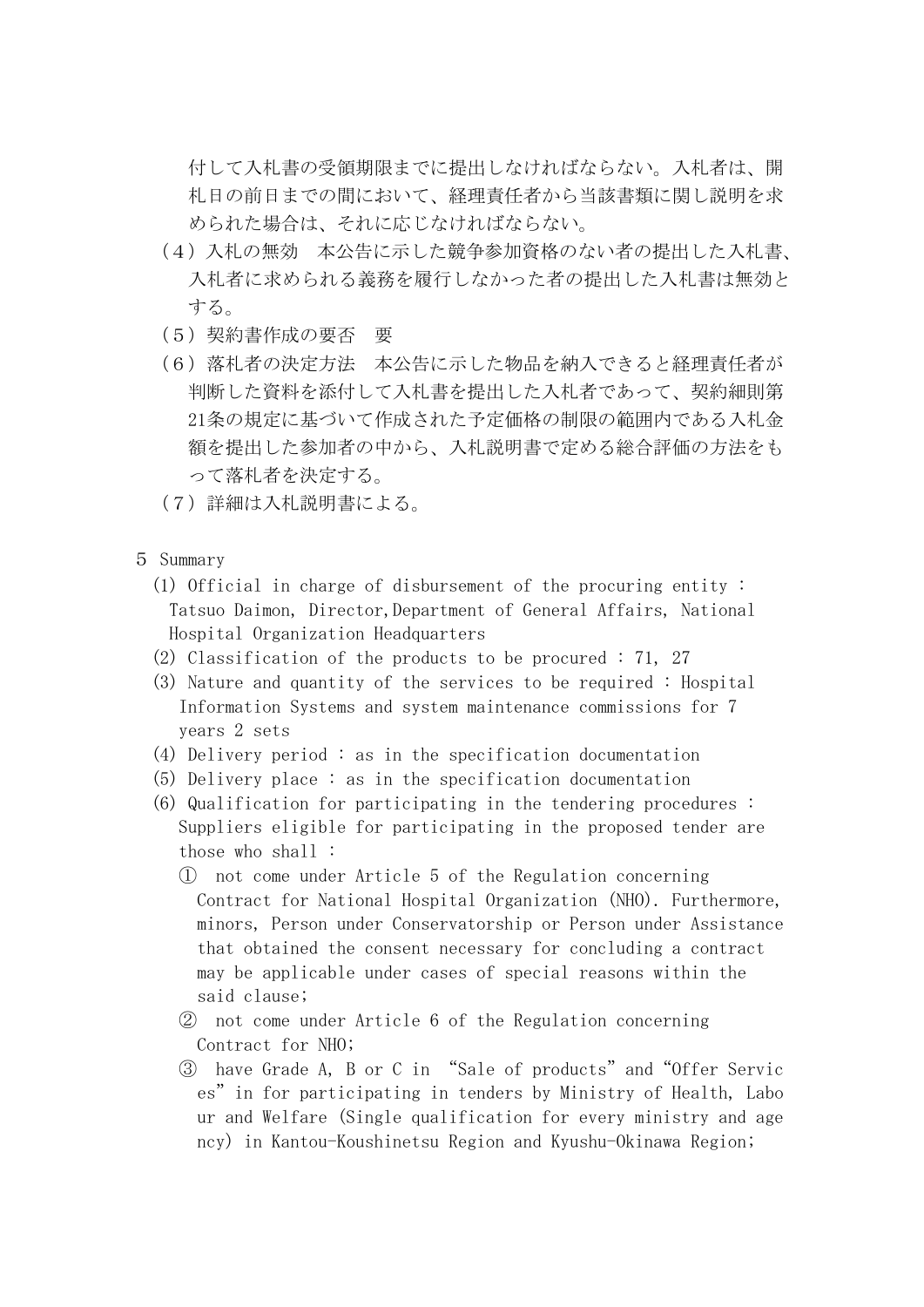付して入札書の受領期限までに提出しなければならない。入札者は、開札日の前日までの間において、経理責任者から当該書類に関し説明を求められた場合は、それに応じなければならない。

（４）入札の無効　本公告に示した競争参加資格のない者の提出した入札書、入札者に求められる義務を履行しなかった者の提出した入札書は無効とする。

（５）契約書作成の要否　要

（６）落札者の決定方法　本公告に示した物品を納入できると経理責任者が判断した資料を添付して入札書を提出した入札者であって、契約細則第21条の規定に基づいて作成された予定価格の制限の範囲内である入札金額を提出した参加者の中から、入札説明書で定める総合評価の方法をもって落札者を決定する。

（７）詳細は入札説明書による。

5 Summary

(1) Official in charge of disbursement of the procuring entity : Tatsuo Daimon, Director,Department of General Affairs, National Hospital Organization Headquarters

(2) Classification of the products to be procured : 71, 27

(3) Nature and quantity of the services to be required : Hospital Information Systems and system maintenance commissions for 7 years 2 sets

(4) Delivery period : as in the specification documentation

(5) Delivery place : as in the specification documentation

(6) Qualification for participating in the tendering procedures : Suppliers eligible for participating in the proposed tender are those who shall :

① not come under Article 5 of the Regulation concerning Contract for National Hospital Organization (NHO). Furthermore, minors, Person under Conservatorship or Person under Assistance that obtained the consent necessary for concluding a contract may be applicable under cases of special reasons within the said clause;

② not come under Article 6 of the Regulation concerning Contract for NHO;

③ have Grade A, B or C in “Sale of products” and “Offer Services” in for participating in tenders by Ministry of Health, Labour and Welfare (Single qualification for every ministry and agency) in Kantou-Koushinetsu Region and Kyushu-Okinawa Region;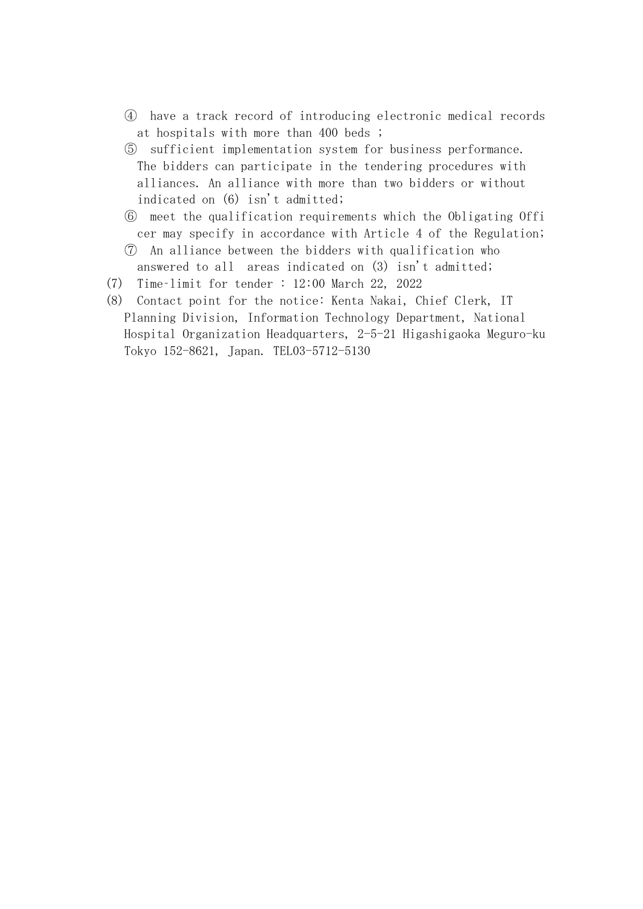④ have a track record of introducing electronic medical records at hospitals with more than 400 beds ;

⑤ sufficient implementation system for business performance. The bidders can participate in the tendering procedures with alliances. An alliance with more than two bidders or without indicated on (6) isn't admitted;

⑥ meet the qualification requirements which the Obligating Officer may specify in accordance with Article 4 of the Regulation;

⑦ An alliance between the bidders with qualification who answered to all areas indicated on (3) isn't admitted;

(7) Time-limit for tender : 12:00 March 22, 2022

(8) Contact point for the notice: Kenta Nakai, Chief Clerk, IT Planning Division, Information Technology Department, National Hospital Organization Headquarters, 2-5-21 Higashigaoka Meguro-ku Tokyo 152-8621, Japan. TEL03-5712-5130